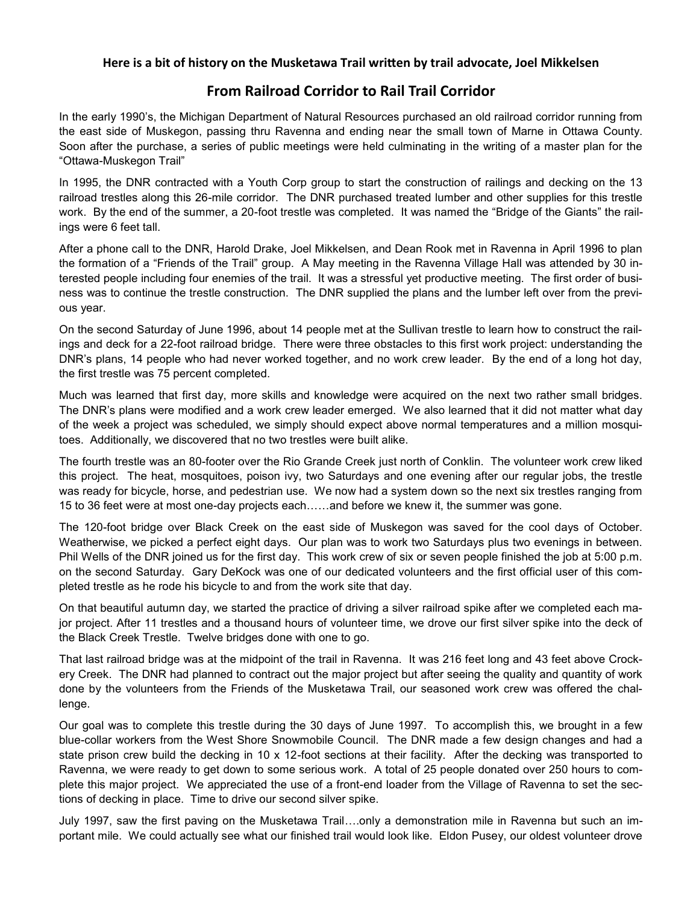**Here is a bit of history on the Musketawa Trail written by trail advocate, Joel Mikkelsen**

## From Railroad Corridor to Rail Trail Corridor

In the early 1990's, the Michigan Department of Natural Resources purchased an old railroad corridor running from the east side of Muskegon, passing thru Ravenna and ending near the small town of Marne in Ottawa County. Soon after the purchase, a series of public meetings were held culminating in the writing of a master plan for the "Ottawa-Muskegon Trail"

In 1995, the DNR contracted with a Youth Corp group to start the construction of railings and decking on the 13 railroad trestles along this 26-mile corridor. The DNR purchased treated lumber and other supplies for this trestle work. By the end of the summer, a 20-foot trestle was completed. It was named the "Bridge of the Giants" the railings were 6 feet tall.

After a phone call to the DNR, Harold Drake, Joel Mikkelsen, and Dean Rook met in Ravenna in April 1996 to plan the formation of a "Friends of the Trail" group. A May meeting in the Ravenna Village Hall was attended by 30 interested people including four enemies of the trail. It was a stressful yet productive meeting. The first order of business was to continue the trestle construction. The DNR supplied the plans and the lumber left over from the previous year.

On the second Saturday of June 1996, about 14 people met at the Sullivan trestle to learn how to construct the railings and deck for a 22-foot railroad bridge. There were three obstacles to this first work project: understanding the DNR's plans, 14 people who had never worked together, and no work crew leader. By the end of a long hot day, the first trestle was 75 percent completed.

Much was learned that first day, more skills and knowledge were acquired on the next two rather small bridges. The DNR's plans were modified and a work crew leader emerged. We also learned that it did not matter what day of the week a project was scheduled, we simply should expect above normal temperatures and a million mosquitoes. Additionally, we discovered that no two trestles were built alike.

The fourth trestle was an 80-footer over the Rio Grande Creek just north of Conklin. The volunteer work crew liked this project. The heat, mosquitoes, poison ivy, two Saturdays and one evening after our regular jobs, the trestle was ready for bicycle, horse, and pedestrian use. We now had a system down so the next six trestles ranging from 15 to 36 feet were at most one-day projects each……and before we knew it, the summer was gone.

The 120-foot bridge over Black Creek on the east side of Muskegon was saved for the cool days of October. Weatherwise, we picked a perfect eight days. Our plan was to work two Saturdays plus two evenings in between. Phil Wells of the DNR joined us for the first day. This work crew of six or seven people finished the job at 5:00 p.m. on the second Saturday. Gary DeKock was one of our dedicated volunteers and the first official user of this completed trestle as he rode his bicycle to and from the work site that day.

On that beautiful autumn day, we started the practice of driving a silver railroad spike after we completed each major project. After 11 trestles and a thousand hours of volunteer time, we drove our first silver spike into the deck of the Black Creek Trestle. Twelve bridges done with one to go.

That last railroad bridge was at the midpoint of the trail in Ravenna. It was 216 feet long and 43 feet above Crockery Creek. The DNR had planned to contract out the major project but after seeing the quality and quantity of work done by the volunteers from the Friends of the Musketawa Trail, our seasoned work crew was offered the challenge.

Our goal was to complete this trestle during the 30 days of June 1997. To accomplish this, we brought in a few blue-collar workers from the West Shore Snowmobile Council. The DNR made a few design changes and had a state prison crew build the decking in 10 x 12-foot sections at their facility. After the decking was transported to Ravenna, we were ready to get down to some serious work. A total of 25 people donated over 250 hours to complete this major project. We appreciated the use of a front-end loader from the Village of Ravenna to set the sections of decking in place. Time to drive our second silver spike.

July 1997, saw the first paving on the Musketawa Trail….only a demonstration mile in Ravenna but such an important mile. We could actually see what our finished trail would look like. Eldon Pusey, our oldest volunteer drove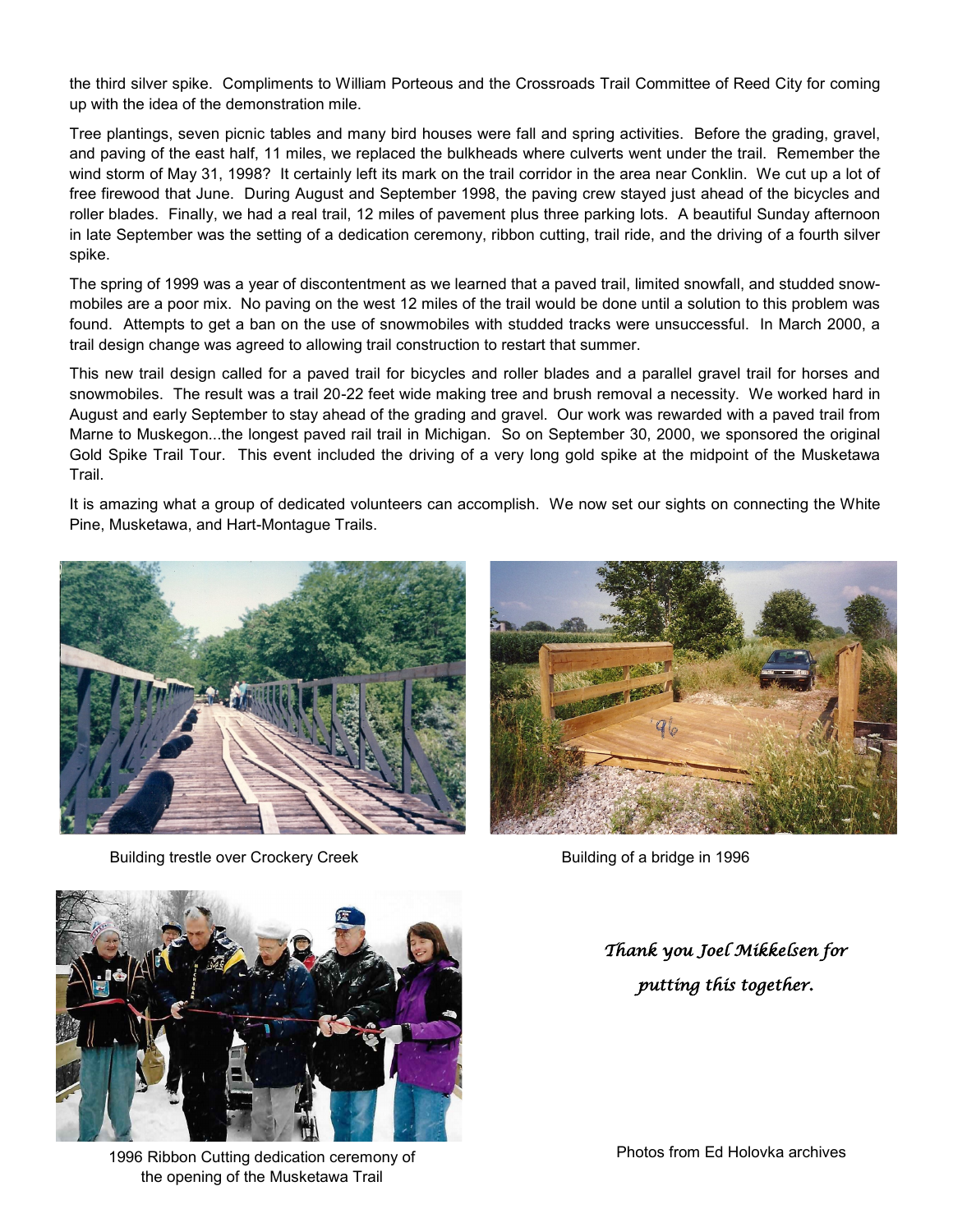the third silver spike. Compliments to William Porteous and the Crossroads Trail Committee of Reed City for coming up with the idea of the demonstration mile.

Tree plantings, seven picnic tables and many bird houses were fall and spring activities. Before the grading, gravel, and paving of the east half, 11 miles, we replaced the bulkheads where culverts went under the trail. Remember the wind storm of May 31, 1998? It certainly left its mark on the trail corridor in the area near Conklin. We cut up a lot of free firewood that June. During August and September 1998, the paving crew stayed just ahead of the bicycles and roller blades. Finally, we had a real trail, 12 miles of pavement plus three parking lots. A beautiful Sunday afternoon in late September was the setting of a dedication ceremony, ribbon cutting, trail ride, and the driving of a fourth silver spike.

The spring of 1999 was a year of discontentment as we learned that a paved trail, limited snowfall, and studded snow-mobiles are a poor mix. No paving on the west 12 miles of the trail would be done until a solution to this problem was found. Attempts to get a ban on the use of snowmobiles with studded tracks were unsuccessful. In March 2000, a trail design change was agreed to allowing trail construction to restart that summer.

This new trail design called for a paved trail for bicycles and roller blades and a parallel gravel trail for horses and snowmobiles. The result was a trail 20-22 feet wide making tree and brush removal a necessity. We worked hard in August and early September to stay ahead of the grading and gravel. Our work was rewarded with a paved trail from Marne to Muskegon...the longest paved rail trail in Michigan. So on September 30, 2000, we sponsored the original Gold Spike Trail Tour. This event included the driving of a very long gold spike at the midpoint of the Musketawa Trail.

It is amazing what a group of dedicated volunteers can accomplish. We now set our sights on connecting the White Pine, Musketawa, and Hart-Montague Trails.

Building trestle over Crockery Creek

Building of a bridge in 1996

1996 Ribbon Cutting dedication ceremony of the opening of the Musketawa Trail

*Thank you Joel Mikkelsen for putting this together.*

Photos from Ed Holovka archives